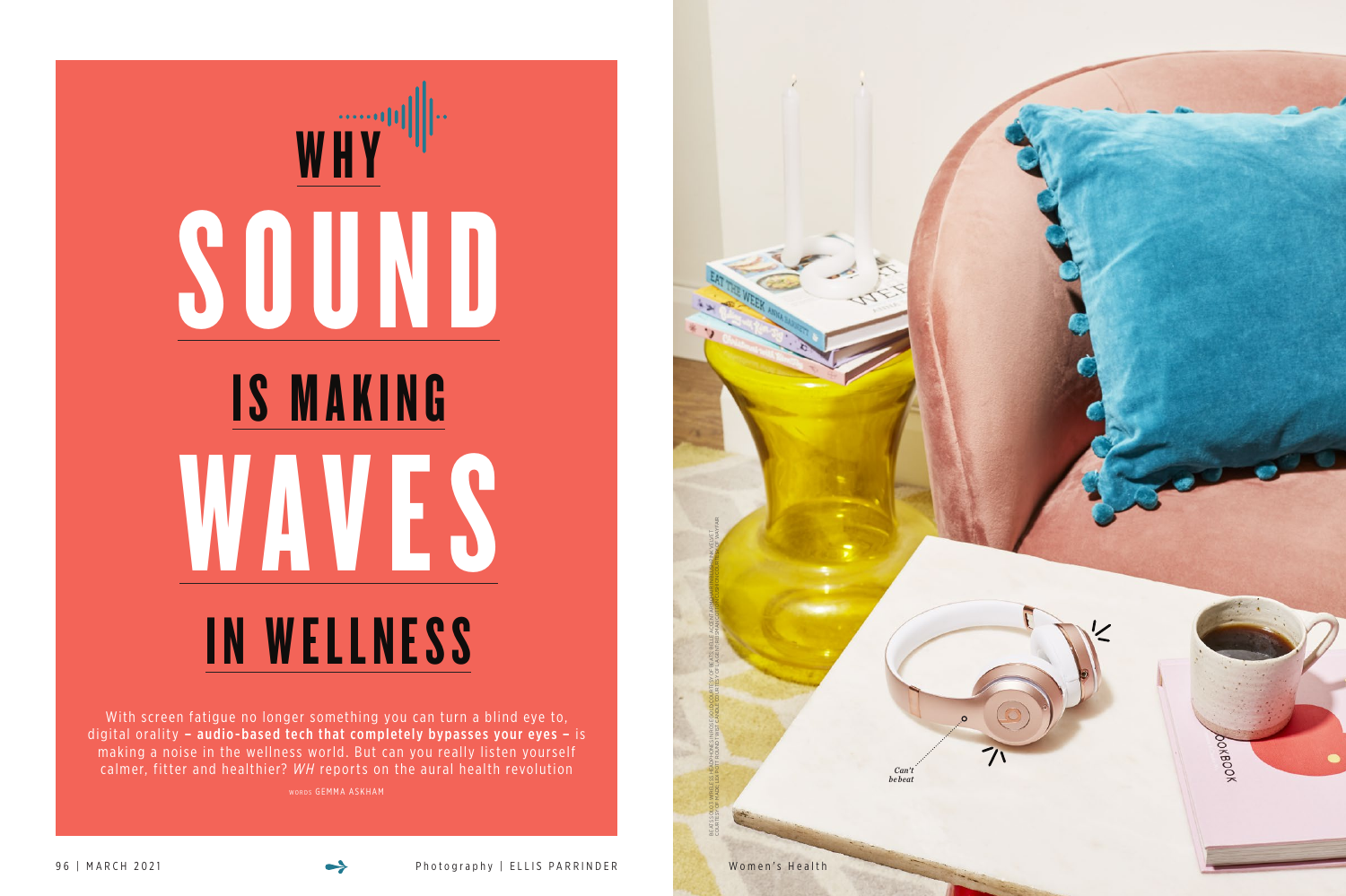# WHY SOUND IS MAKING WAVES IN WELLNESS

With screen fatigue no longer something you can turn a blind eye to, digital orality **– audio-based tech that completely bypasses your eyes –** is making a noise in the wellness world. But can you really listen yourself calmer, fitter and healthier? *WH* reports on the aural health revolution

WORDS GEMMA ASKHAM

Photography | ELLIS PARRINDER

*Can't beat*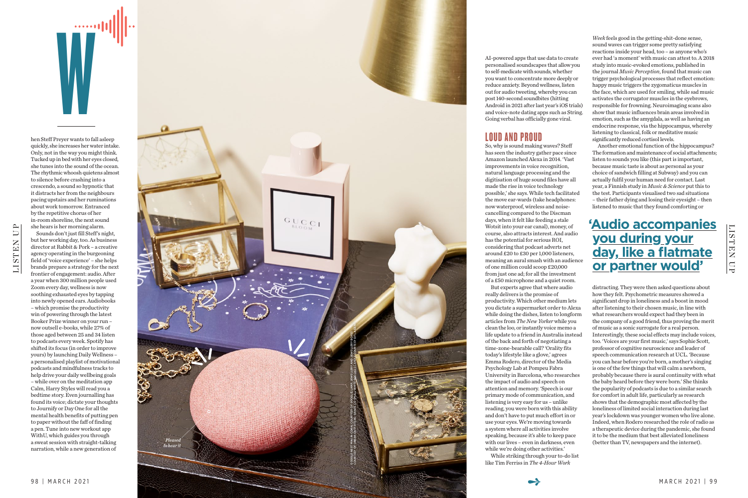When Steff Preyer wants to fall asleep quickly, she increases her water intake. Only, not in the way you might think. Tucked up in bed with her eyes closed, she tunes into the sound of the ocean. The rhythmic whoosh quietens almost to silence before crashing into a crescendo, a sound so hypnotic that it distracts her from the neighbours pacing upstairs and her ruminations about work tomorrow. Entranced by the repetitive chorus of her in-room shoreline, the next sound she hears is her morning alarm.

Sounds don't just fill Steff's night, but her working day, too. As business director at Rabbit & Pork – a creative agency operating in the burgeoning field of 'voice experience' – she helps brands prepare a strategy for the next frontier of engagement: audio. After a year when 300 million people used Zoom every day, wellness is now soothing exhausted eyes by tapping into newly opened ears. Audiobooks – which promise the productivity win of powering through the latest Booker Prize winner on your run – now outsell e-books, while 27% of those aged between 25 and 34 listen to podcasts every week. Spotify has shifted its focus (in order to improve yours) by launching Daily Wellness – a personalised playlist of motivational podcasts and mindfulness tracks to help drive your daily wellbeing goals – while over on the meditation app Calm, Harry Styles will read you a bedtime story. Even journalling has found its voice; dictate your thoughts to Journify or Day One for all the mental health benefits of putting pen to paper without the faff of finding a pen. Tune into new workout app WithU, which guides you through a sweat session with straight-talking narration, while a new generation of AI-powered apps that use data to create personalised soundscapes that allow you to self-medicate with sounds, whether you want to concentrate more deeply or reduce anxiety. Beyond wellness, listen out for audio tweeting, whereby you can post 140-second soundbites (hitting Android in 2021 after last year's iOS trials) and voice-note dating apps such as String. Going verbal has officially gone viral.

*Pleased to hear it*

## LOUD AND PROUD

So, why is sound making waves? Steff has seen the industry gather pace since Amazon launched Alexa in 2014. 'Vast improvements in voice recognition, natural language processing and the digitisation of huge sound files have all made the rise in voice technology possible,' she says. While tech facilitated the move ear-wards (take headphones: now waterproof, wireless and noise-cancelling compared to the Discman days, when it felt like feeding a stale Wotsit into your ear canal), money, of course, also attracts interest. And audio has the potential for serious ROI, considering that podcast adverts net around £20 to £30 per 1,000 listeners, meaning an aural smash with an audience of one million could scoop £20,000 from just one ad; for all the investment of a £50 microphone and a quiet room.

But experts agree that where audio really delivers is the promise of productivity. Which other medium lets you dictate a supermarket order to Alexa while doing the dishes, listen to longform articles from *The New Yorker* while you clean the loo, or instantly voice memo a life update to a friend in Australia instead of the back and forth of negotiating a time-zone-bearable call? 'Orality fits today's lifestyle like a glove,' agrees Emma Rodero, director of the Media Psychology Lab at Pompeu Fabra University in Barcelona, who researches the impact of audio and speech on attention and memory. 'Speech is our primary mode of communication, and listening is very easy for us – unlike reading, you were born with this ability and don't have to put much effort in or use your eyes. We're moving towards a system where all activities involve speaking, because it's able to keep pace with our lives – even in darkness, even while we're doing other activities.'

While striking through your to-do list like Tim Ferriss in *The 4-Hour Work Week* feels good in the getting-shit-done sense, sound waves can trigger some pretty satisfying reactions inside your head, too – as anyone who's ever had 'a moment' with music can attest to. A 2018 study into music-evoked emotions, published in the journal *Music Perception*, found that music can trigger psychological processes that reflect emotion: happy music triggers the zygomaticus muscles in the face, which are used for smiling, while sad music activates the corrugator muscles in the eyebrows, responsible for frowning. Neuroimaging scans also show that music influences brain areas involved in emotion, such as the amygdala, as well as having an endocrine response, via the hippocampus, whereby listening to classical, folk or meditative music significantly reduced cortisol levels.

Another emotional function of the hippocampus? The formation and maintenance of social attachments; listen to sounds you like (this part is important, because music taste is about as personal as your choice of sandwich filling at Subway) and you can actually fulfil your human need for contact. Last year, a Finnish study in *Music & Science* put this to the test. Participants visualised two sad situations – their father dying and losing their eyesight – then listened to music that they found comforting or distracting. They were then asked questions about how they felt. Psychometric measures showed a significant drop in loneliness and a boost in mood after listening to their chosen music, in line with what researchers would expect had they been in the company of a good friend, thus proving the merit of music as a sonic surrogate for a real person.

**'Audio accompanies you during your day, like a flatmate or partner would'**

Interestingly, these social effects may include voices, too. 'Voices are your first music,' says Sophie Scott, professor of cognitive neuroscience and leader of speech communication research at UCL. 'Because you can hear before you're born, a mother's singing is one of the few things that will calm a newborn, probably because there is aural continuity with what the baby heard before they were born.' She thinks the popularity of podcasts is due to a similar search for comfort in adult life, particularly as research shows that the demographic most affected by the loneliness of limited social interaction during last year's lockdown was younger women who live alone. Indeed, when Rodero researched the role of radio as a therapeutic device during the pandemic, she found it to be the medium that best alleviated loneliness (better than TV, newspapers and the internet).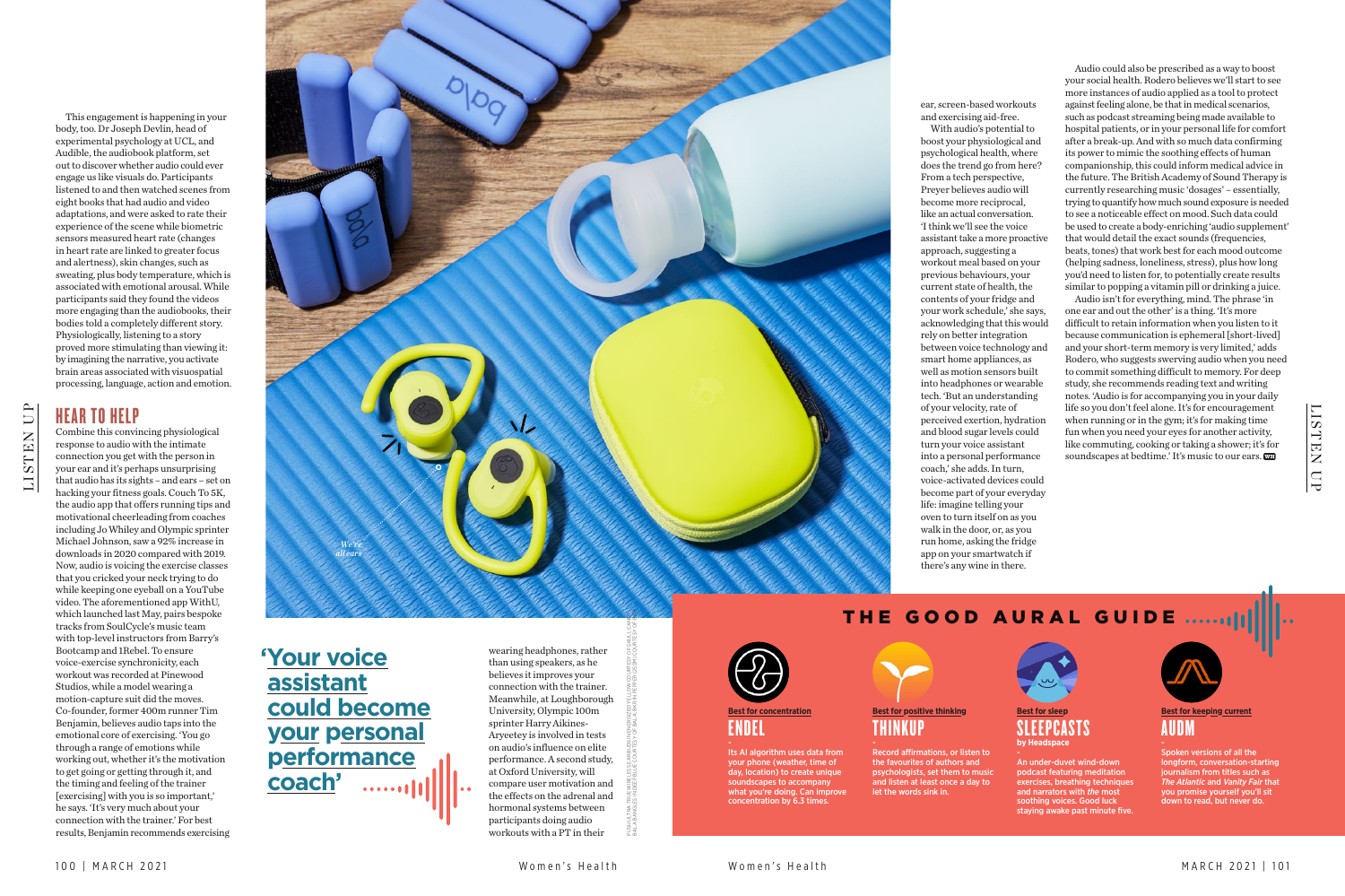This engagement is happening in your body, too. Dr Joseph Devlin, head of experimental psychology at UCL, and Audible, the audiobook platform, set out to discover whether audio could ever engage us like visuals do. Participants listened to and then watched scenes from eight books that had audio and video adaptations, and were asked to rate their experience of the scene while biometric sensors measured heart rate (changes in heart rate are linked to greater focus and alertness), skin changes, such as sweating, plus body temperature, which is associated with emotional arousal. While participants said they found the videos more engaging than the audiobooks, their bodies told a completely different story. Physiologically, listening to a story proved more stimulating than viewing it: by imagining the narrative, you activate brain areas associated with visuospatial processing, language, action and emotion.

## HEAR TO HELP

Combine this convincing physiological response to audio with the intimate connection you get with the person in your ear and it's perhaps unsurprising that audio has its sights – and ears – set on hacking your fitness goals. Couch To 5K, the audio app that offers running tips and motivational cheerleading from coaches including Jo Whiley and Olympic sprinter Michael Johnson, saw a 92% increase in downloads in 2020 compared with 2019. Now, audio is voicing the exercise classes that you cricked your neck trying to do while keeping one eyeball on a YouTube video. The aforementioned app WithU, which launched last May, pairs bespoke tracks from SoulCycle's music team with top-level instructors from Barry's Bootcamp and 1Rebel. To ensure voice-exercise synchronicity, each workout was recorded at Pinewood Studios, while a model wearing a motion-capture suit did the moves. Co-founder, former 400m runner Tim Benjamin, believes audio taps into the emotional core of exercising. 'You go through a range of emotions while working out, whether it's the motivation to get going or getting through it, and the timing and feeling of the trainer [exercising] with you is so important,' he says. 'It's very much about your connection with the trainer.' For best results, Benjamin recommends exercising wearing headphones, rather than using speakers, as he believes it improves your connection with the trainer. Meanwhile, at Loughborough University, Olympic 100m sprinter Harry Aikines-Aryeetey is involved in tests on audio's influence on elite performance. A second study, at Oxford University, will compare user motivation and the effects on the adrenal and hormonal systems between participants doing audio workouts with a PT in their ear, screen-based workouts and exercising aid-free.

*We're all ears*

**'Your voice assistant could become your personal performance coach'**

With audio's potential to boost your physiological and psychological health, where does the trend go from here? From a tech perspective, Preyer believes audio will become more reciprocal, like an actual conversation. 'I think we'll see the voice assistant take a more proactive approach, suggesting a workout meal based on your previous behaviours, your current state of health, the contents of your fridge and your work schedule,' she says, acknowledging that this would rely on better integration between voice technology and smart home appliances, as well as motion sensors built into headphones or wearable tech. 'But an understanding of your velocity, rate of perceived exertion, hydration and blood sugar levels could turn your voice assistant into a personal performance coach,' she adds. In turn, voice-activated devices could become part of your everyday life: imagine telling your oven to turn itself on as you walk in the door, or, as you run home, asking the fridge app on your smartwatch if there's any wine in there.

Audio could also be prescribed as a way to boost your social health. Rodero believes we'll start to see more instances of audio applied as a tool to protect against feeling alone, be that in medical scenarios, such as podcast streaming being made available to hospital patients, or in your personal life for comfort after a break-up. And with so much data confirming its power to mimic the soothing effects of human companionship, this could inform medical advice in the future. The British Academy of Sound Therapy is currently researching music 'dosages' – essentially, trying to quantify how much sound exposure is needed to see a noticeable effect on mood. Such data could be used to create a body-enriching 'audio supplement' that would detail the exact sounds (frequencies, beats, tones) that work best for each mood outcome (helping sadness, loneliness, stress), plus how long you'd need to listen for, to potentially create results similar to popping a vitamin pill or drinking a juice.

Audio isn't for everything, mind. The phrase 'in one ear and out the other' is a thing. 'It's more difficult to retain information when you listen to it because communication is ephemeral [short-lived] and your short-term memory is very limited,' adds Rodero, who suggests swerving audio when you need to commit something difficult to memory. For deep study, she recommends reading text and writing notes. 'Audio is for accompanying you in your daily life so you don't feel alone. It's for encouragement when running or in the gym; it's for making time fun when you need your eyes for another activity, like commuting, cooking or taking a shower; it's for soundscapes at bedtime.' It's music to our ears.

## THE GOOD AURAL GUIDE

**Best for concentration**
### ENDEL
Its AI algorithm uses data from your phone (weather, time of day, location) to create unique soundscapes to accompany what you're doing. Can improve concentration by 6.3 times.

**Best for positive thinking**
### THINKUP
Record affirmations, or listen to the favourites of authors and psychologists, set them to music and listen at least once a day to let the words sink in.

**Best for sleep**
### SLEEPCASTS
**by Headspace**
An under-duvet wind-down podcast featuring meditation exercises, breathing techniques and narrators with *the* most soothing voices. Good luck staying awake past minute five.

**Best for keeping current**
### AUDM
Spoken versions of all the longform, conversation-starting journalism from titles such as *The Atlantic* and *Vanity Fair* that you promise yourself you'll sit down to read, but never do.